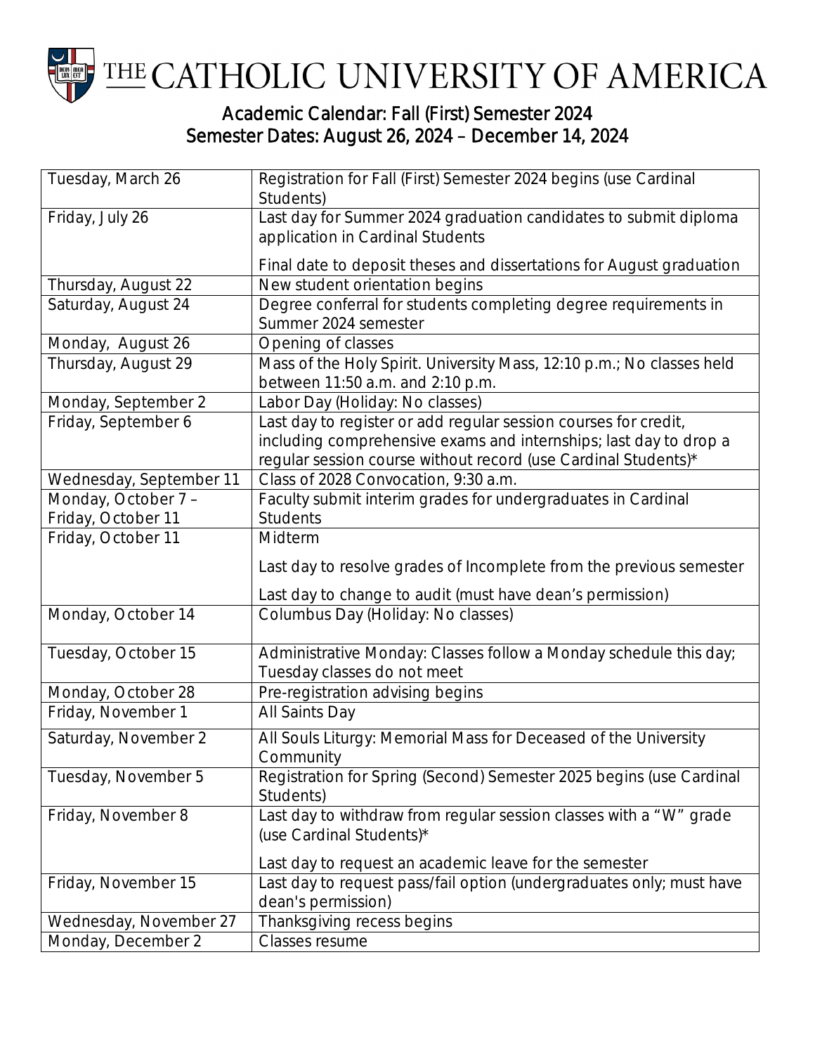# THE CATHOLIC UNIVERSITY OF AMERICA

## Academic Calendar: Fall (First) Semester 2024
## Semester Dates: August 26, 2024 – December 14, 2024

| | |
|---|---|
| Tuesday, March 26 | Registration for Fall (First) Semester 2024 begins (use Cardinal Students) |
| Friday, July 26 | Last day for Summer 2024 graduation candidates to submit diploma application in Cardinal Students<br><br>Final date to deposit theses and dissertations for August graduation |
| Thursday, August 22 | New student orientation begins |
| Saturday, August 24 | Degree conferral for students completing degree requirements in Summer 2024 semester |
| Monday, August 26 | Opening of classes |
| Thursday, August 29 | Mass of the Holy Spirit. University Mass, 12:10 p.m.; No classes held between 11:50 a.m. and 2:10 p.m. |
| Monday, September 2 | Labor Day (Holiday: No classes) |
| Friday, September 6 | Last day to register or add regular session courses for credit, including comprehensive exams and internships; last day to drop a regular session course without record (use Cardinal Students)* |
| Wednesday, September 11 | Class of 2028 Convocation, 9:30 a.m. |
| Monday, October 7 – Friday, October 11 | Faculty submit interim grades for undergraduates in Cardinal Students |
| Friday, October 11 | Midterm<br><br>Last day to resolve grades of Incomplete from the previous semester<br><br>Last day to change to audit (must have dean's permission) |
| Monday, October 14 | Columbus Day (Holiday: No classes) |
| Tuesday, October 15 | Administrative Monday: Classes follow a Monday schedule this day; Tuesday classes do not meet |
| Monday, October 28 | Pre-registration advising begins |
| Friday, November 1 | All Saints Day |
| Saturday, November 2 | All Souls Liturgy: Memorial Mass for Deceased of the University Community |
| Tuesday, November 5 | Registration for Spring (Second) Semester 2025 begins (use Cardinal Students) |
| Friday, November 8 | Last day to withdraw from regular session classes with a "W" grade (use Cardinal Students)*<br><br>Last day to request an academic leave for the semester |
| Friday, November 15 | Last day to request pass/fail option (undergraduates only; must have dean's permission) |
| Wednesday, November 27 | Thanksgiving recess begins |
| Monday, December 2 | Classes resume |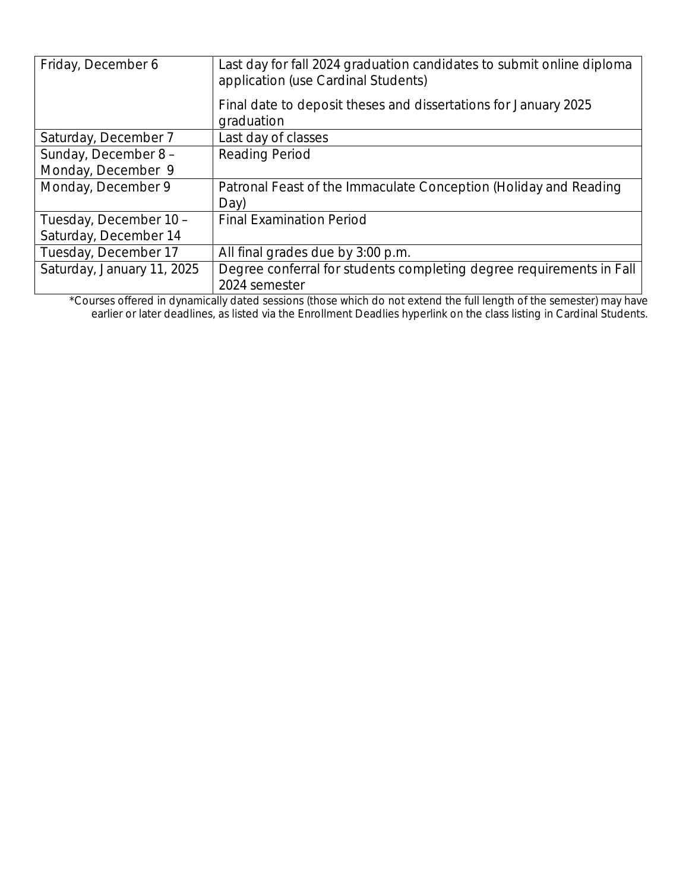| | |
|---|---|
| Friday, December 6 | Last day for fall 2024 graduation candidates to submit online diploma application (use Cardinal Students)<br><br>Final date to deposit theses and dissertations for January 2025 graduation |
| Saturday, December 7 | Last day of classes |
| Sunday, December 8 – Monday, December 9 | Reading Period |
| Monday, December 9 | Patronal Feast of the Immaculate Conception (Holiday and Reading Day) |
| Tuesday, December 10 – Saturday, December 14 | Final Examination Period |
| Tuesday, December 17 | All final grades due by 3:00 p.m. |
| Saturday, January 11, 2025 | Degree conferral for students completing degree requirements in Fall 2024 semester |

*Courses offered in dynamically dated sessions (those which do not extend the full length of the semester) may have earlier or later deadlines, as listed via the Enrollment Deadlies hyperlink on the class listing in Cardinal Students.